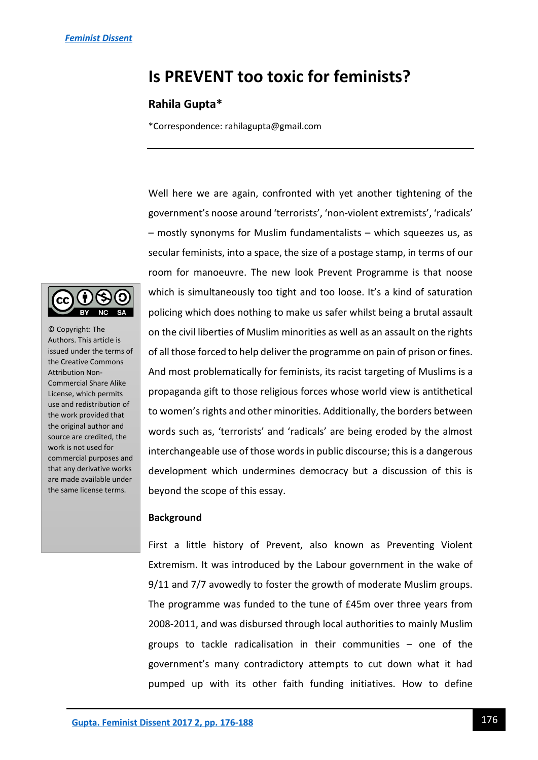# Is PREVENT too toxic for feminists?

**Rahila Gupta***

*Correspondence: rahilagupta@gmail.com

© Copyright: The Authors. This article is issued under the terms of the Creative Commons Attribution Non-Commercial Share Alike License, which permits use and redistribution of the work provided that the original author and source are credited, the work is not used for commercial purposes and that any derivative works are made available under the same license terms.

Well here we are again, confronted with yet another tightening of the government's noose around 'terrorists', 'non-violent extremists', 'radicals' – mostly synonyms for Muslim fundamentalists – which squeezes us, as secular feminists, into a space, the size of a postage stamp, in terms of our room for manoeuvre. The new look Prevent Programme is that noose which is simultaneously too tight and too loose. It's a kind of saturation policing which does nothing to make us safer whilst being a brutal assault on the civil liberties of Muslim minorities as well as an assault on the rights of all those forced to help deliver the programme on pain of prison or fines. And most problematically for feminists, its racist targeting of Muslims is a propaganda gift to those religious forces whose world view is antithetical to women's rights and other minorities. Additionally, the borders between words such as, 'terrorists' and 'radicals' are being eroded by the almost interchangeable use of those words in public discourse; this is a dangerous development which undermines democracy but a discussion of this is beyond the scope of this essay.

## Background

First a little history of Prevent, also known as Preventing Violent Extremism. It was introduced by the Labour government in the wake of 9/11 and 7/7 avowedly to foster the growth of moderate Muslim groups. The programme was funded to the tune of £45m over three years from 2008-2011, and was disbursed through local authorities to mainly Muslim groups to tackle radicalisation in their communities – one of the government's many contradictory attempts to cut down what it had pumped up with its other faith funding initiatives. How to define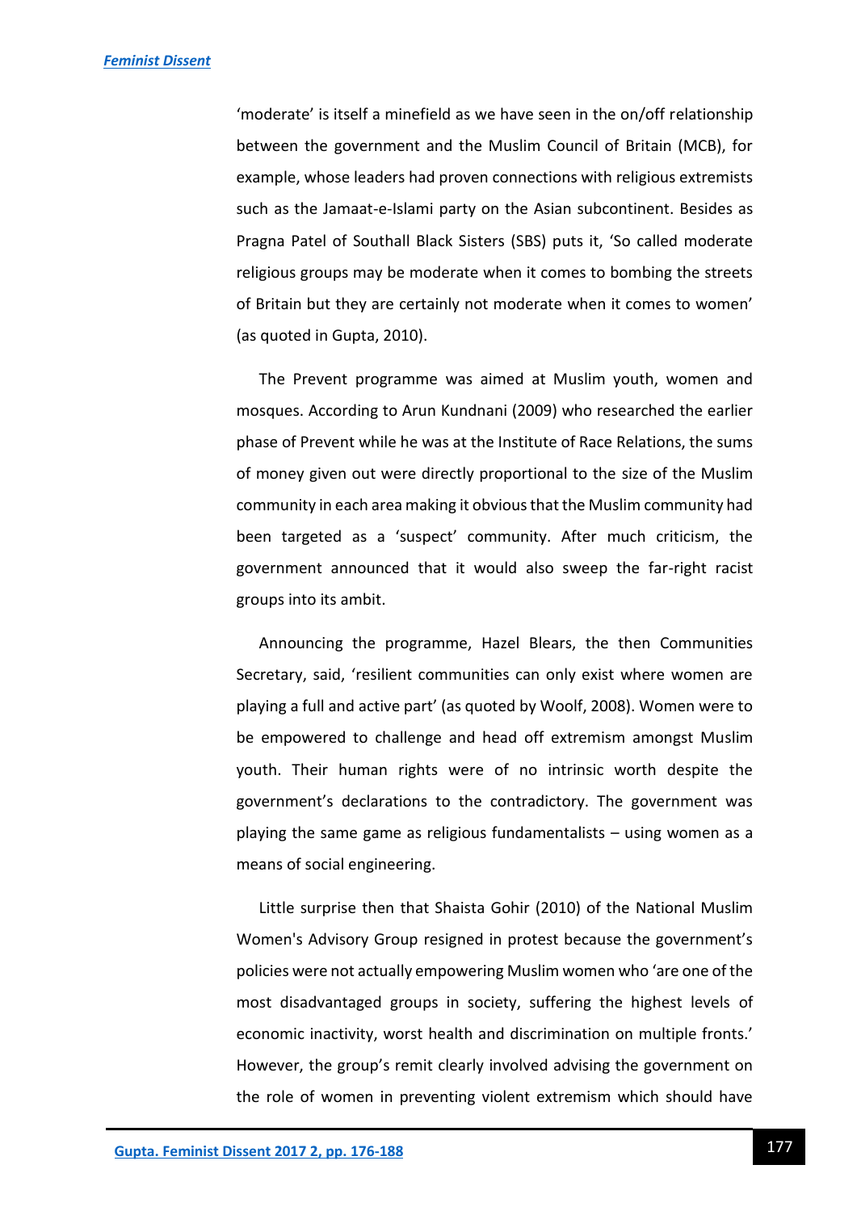‘moderate’ is itself a minefield as we have seen in the on/off relationship between the government and the Muslim Council of Britain (MCB), for example, whose leaders had proven connections with religious extremists such as the Jamaat-e-Islami party on the Asian subcontinent. Besides as Pragna Patel of Southall Black Sisters (SBS) puts it, ‘So called moderate religious groups may be moderate when it comes to bombing the streets of Britain but they are certainly not moderate when it comes to women’ (as quoted in Gupta, 2010).

The Prevent programme was aimed at Muslim youth, women and mosques. According to Arun Kundnani (2009) who researched the earlier phase of Prevent while he was at the Institute of Race Relations, the sums of money given out were directly proportional to the size of the Muslim community in each area making it obvious that the Muslim community had been targeted as a ‘suspect’ community. After much criticism, the government announced that it would also sweep the far-right racist groups into its ambit.

Announcing the programme, Hazel Blears, the then Communities Secretary, said, ‘resilient communities can only exist where women are playing a full and active part’ (as quoted by Woolf, 2008). Women were to be empowered to challenge and head off extremism amongst Muslim youth. Their human rights were of no intrinsic worth despite the government’s declarations to the contradictory. The government was playing the same game as religious fundamentalists – using women as a means of social engineering.

Little surprise then that Shaista Gohir (2010) of the National Muslim Women's Advisory Group resigned in protest because the government’s policies were not actually empowering Muslim women who ‘are one of the most disadvantaged groups in society, suffering the highest levels of economic inactivity, worst health and discrimination on multiple fronts.’ However, the group’s remit clearly involved advising the government on the role of women in preventing violent extremism which should have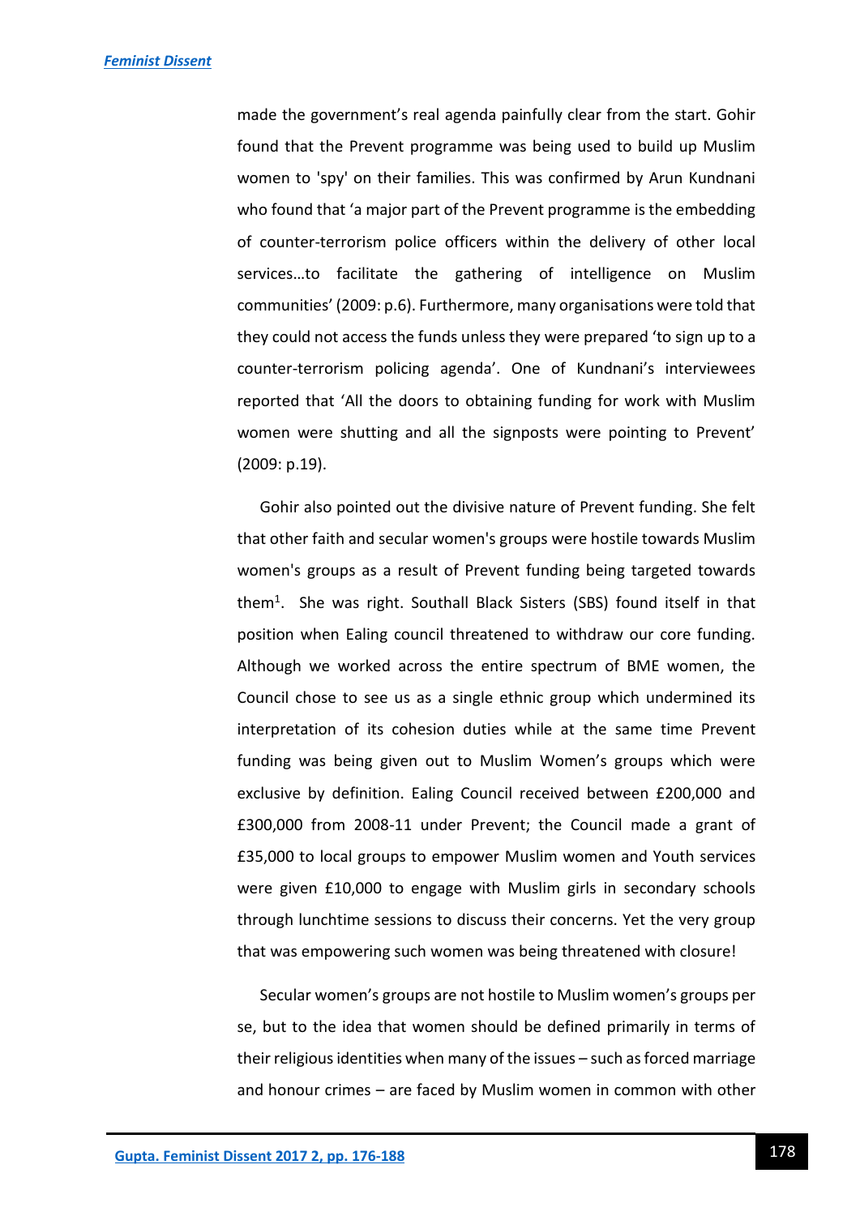made the government's real agenda painfully clear from the start. Gohir found that the Prevent programme was being used to build up Muslim women to 'spy' on their families. This was confirmed by Arun Kundnani who found that 'a major part of the Prevent programme is the embedding of counter-terrorism police officers within the delivery of other local services…to facilitate the gathering of intelligence on Muslim communities' (2009: p.6). Furthermore, many organisations were told that they could not access the funds unless they were prepared 'to sign up to a counter-terrorism policing agenda'. One of Kundnani's interviewees reported that 'All the doors to obtaining funding for work with Muslim women were shutting and all the signposts were pointing to Prevent' (2009: p.19).

Gohir also pointed out the divisive nature of Prevent funding. She felt that other faith and secular women's groups were hostile towards Muslim women's groups as a result of Prevent funding being targeted towards them[1]. She was right. Southall Black Sisters (SBS) found itself in that position when Ealing council threatened to withdraw our core funding. Although we worked across the entire spectrum of BME women, the Council chose to see us as a single ethnic group which undermined its interpretation of its cohesion duties while at the same time Prevent funding was being given out to Muslim Women's groups which were exclusive by definition. Ealing Council received between £200,000 and £300,000 from 2008-11 under Prevent; the Council made a grant of £35,000 to local groups to empower Muslim women and Youth services were given £10,000 to engage with Muslim girls in secondary schools through lunchtime sessions to discuss their concerns. Yet the very group that was empowering such women was being threatened with closure!

Secular women's groups are not hostile to Muslim women's groups per se, but to the idea that women should be defined primarily in terms of their religious identities when many of the issues – such as forced marriage and honour crimes – are faced by Muslim women in common with other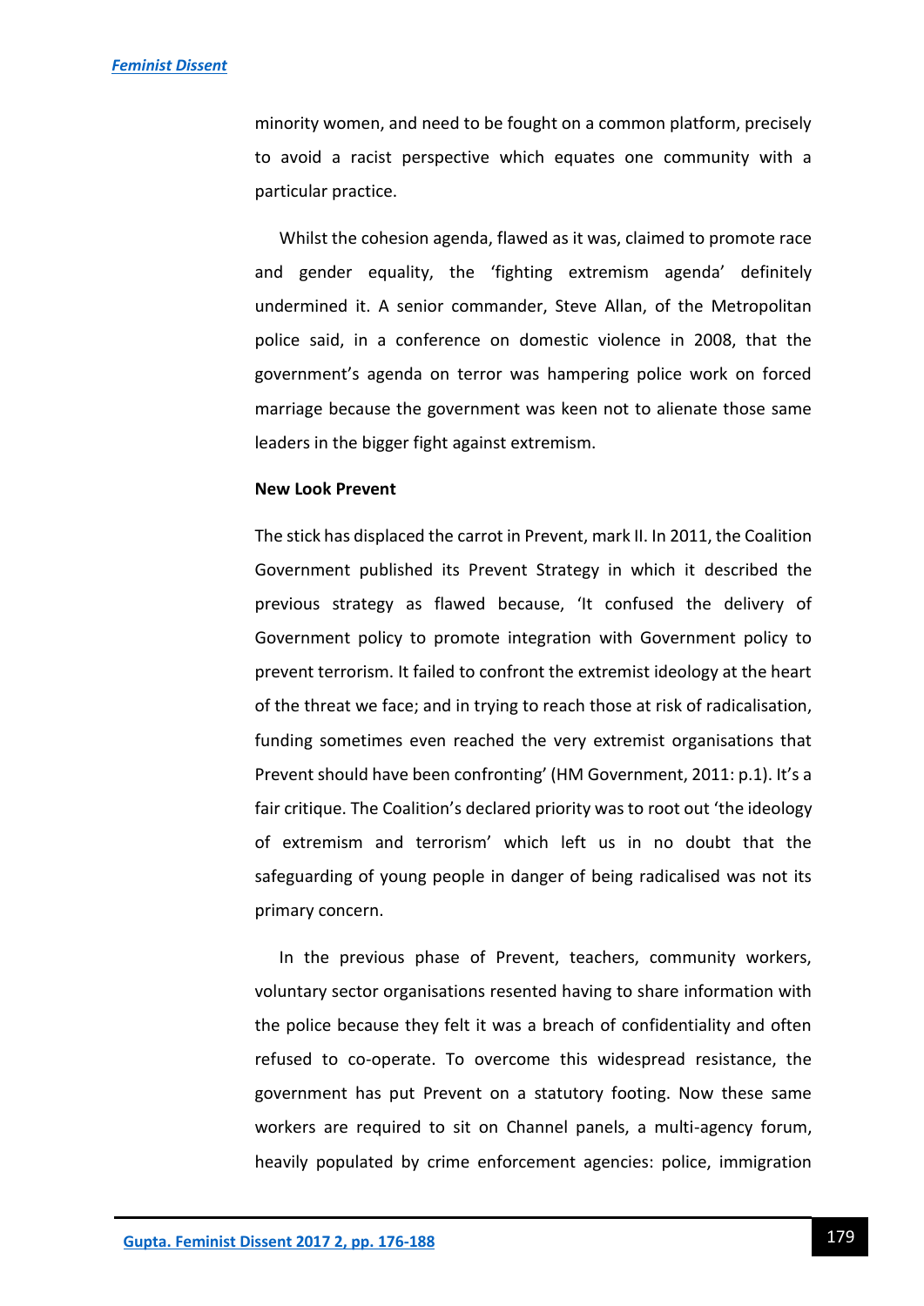minority women, and need to be fought on a common platform, precisely to avoid a racist perspective which equates one community with a particular practice.

Whilst the cohesion agenda, flawed as it was, claimed to promote race and gender equality, the 'fighting extremism agenda' definitely undermined it. A senior commander, Steve Allan, of the Metropolitan police said, in a conference on domestic violence in 2008, that the government's agenda on terror was hampering police work on forced marriage because the government was keen not to alienate those same leaders in the bigger fight against extremism.

**New Look Prevent**

The stick has displaced the carrot in Prevent, mark II. In 2011, the Coalition Government published its Prevent Strategy in which it described the previous strategy as flawed because, 'It confused the delivery of Government policy to promote integration with Government policy to prevent terrorism. It failed to confront the extremist ideology at the heart of the threat we face; and in trying to reach those at risk of radicalisation, funding sometimes even reached the very extremist organisations that Prevent should have been confronting' (HM Government, 2011: p.1). It's a fair critique. The Coalition's declared priority was to root out 'the ideology of extremism and terrorism' which left us in no doubt that the safeguarding of young people in danger of being radicalised was not its primary concern.

In the previous phase of Prevent, teachers, community workers, voluntary sector organisations resented having to share information with the police because they felt it was a breach of confidentiality and often refused to co-operate. To overcome this widespread resistance, the government has put Prevent on a statutory footing. Now these same workers are required to sit on Channel panels, a multi-agency forum, heavily populated by crime enforcement agencies: police, immigration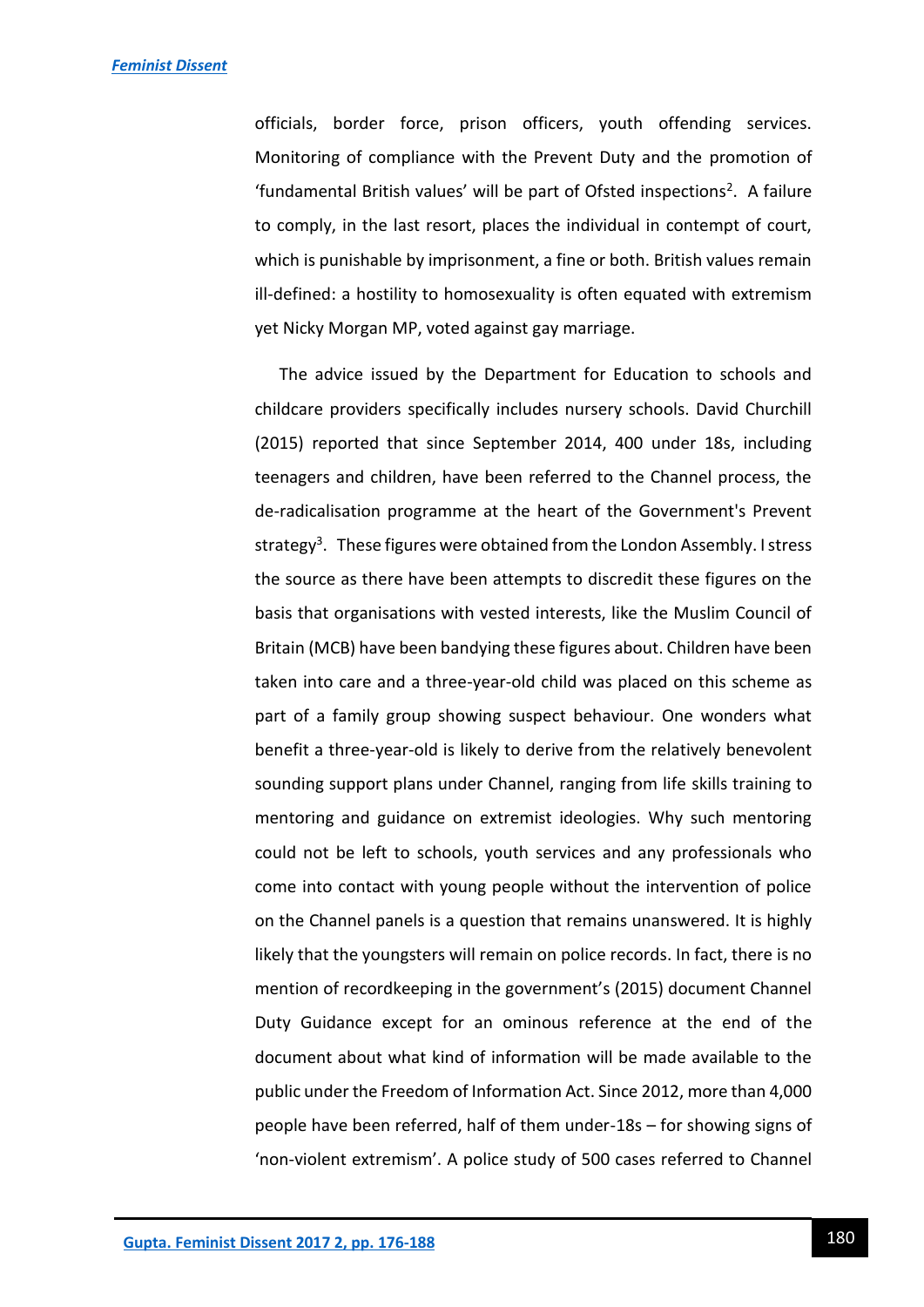officials, border force, prison officers, youth offending services. Monitoring of compliance with the Prevent Duty and the promotion of 'fundamental British values' will be part of Ofsted inspections[2]. A failure to comply, in the last resort, places the individual in contempt of court, which is punishable by imprisonment, a fine or both. British values remain ill-defined: a hostility to homosexuality is often equated with extremism yet Nicky Morgan MP, voted against gay marriage.

The advice issued by the Department for Education to schools and childcare providers specifically includes nursery schools. David Churchill (2015) reported that since September 2014, 400 under 18s, including teenagers and children, have been referred to the Channel process, the de-radicalisation programme at the heart of the Government's Prevent strategy[3]. These figures were obtained from the London Assembly. I stress the source as there have been attempts to discredit these figures on the basis that organisations with vested interests, like the Muslim Council of Britain (MCB) have been bandying these figures about. Children have been taken into care and a three-year-old child was placed on this scheme as part of a family group showing suspect behaviour. One wonders what benefit a three-year-old is likely to derive from the relatively benevolent sounding support plans under Channel, ranging from life skills training to mentoring and guidance on extremist ideologies. Why such mentoring could not be left to schools, youth services and any professionals who come into contact with young people without the intervention of police on the Channel panels is a question that remains unanswered. It is highly likely that the youngsters will remain on police records. In fact, there is no mention of recordkeeping in the government's (2015) document Channel Duty Guidance except for an ominous reference at the end of the document about what kind of information will be made available to the public under the Freedom of Information Act. Since 2012, more than 4,000 people have been referred, half of them under-18s – for showing signs of 'non-violent extremism'. A police study of 500 cases referred to Channel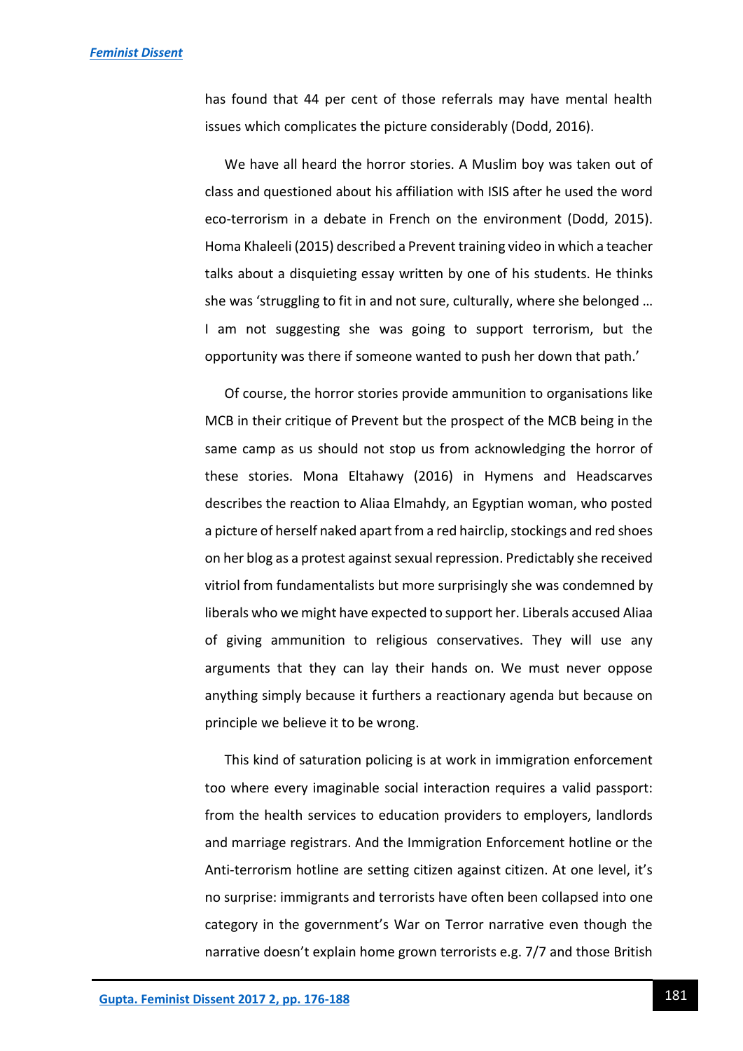has found that 44 per cent of those referrals may have mental health issues which complicates the picture considerably (Dodd, 2016).

We have all heard the horror stories. A Muslim boy was taken out of class and questioned about his affiliation with ISIS after he used the word eco-terrorism in a debate in French on the environment (Dodd, 2015). Homa Khaleeli (2015) described a Prevent training video in which a teacher talks about a disquieting essay written by one of his students. He thinks she was 'struggling to fit in and not sure, culturally, where she belonged … I am not suggesting she was going to support terrorism, but the opportunity was there if someone wanted to push her down that path.'

Of course, the horror stories provide ammunition to organisations like MCB in their critique of Prevent but the prospect of the MCB being in the same camp as us should not stop us from acknowledging the horror of these stories. Mona Eltahawy (2016) in Hymens and Headscarves describes the reaction to Aliaa Elmahdy, an Egyptian woman, who posted a picture of herself naked apart from a red hairclip, stockings and red shoes on her blog as a protest against sexual repression. Predictably she received vitriol from fundamentalists but more surprisingly she was condemned by liberals who we might have expected to support her. Liberals accused Aliaa of giving ammunition to religious conservatives. They will use any arguments that they can lay their hands on. We must never oppose anything simply because it furthers a reactionary agenda but because on principle we believe it to be wrong.

This kind of saturation policing is at work in immigration enforcement too where every imaginable social interaction requires a valid passport: from the health services to education providers to employers, landlords and marriage registrars. And the Immigration Enforcement hotline or the Anti-terrorism hotline are setting citizen against citizen. At one level, it's no surprise: immigrants and terrorists have often been collapsed into one category in the government's War on Terror narrative even though the narrative doesn't explain home grown terrorists e.g. 7/7 and those British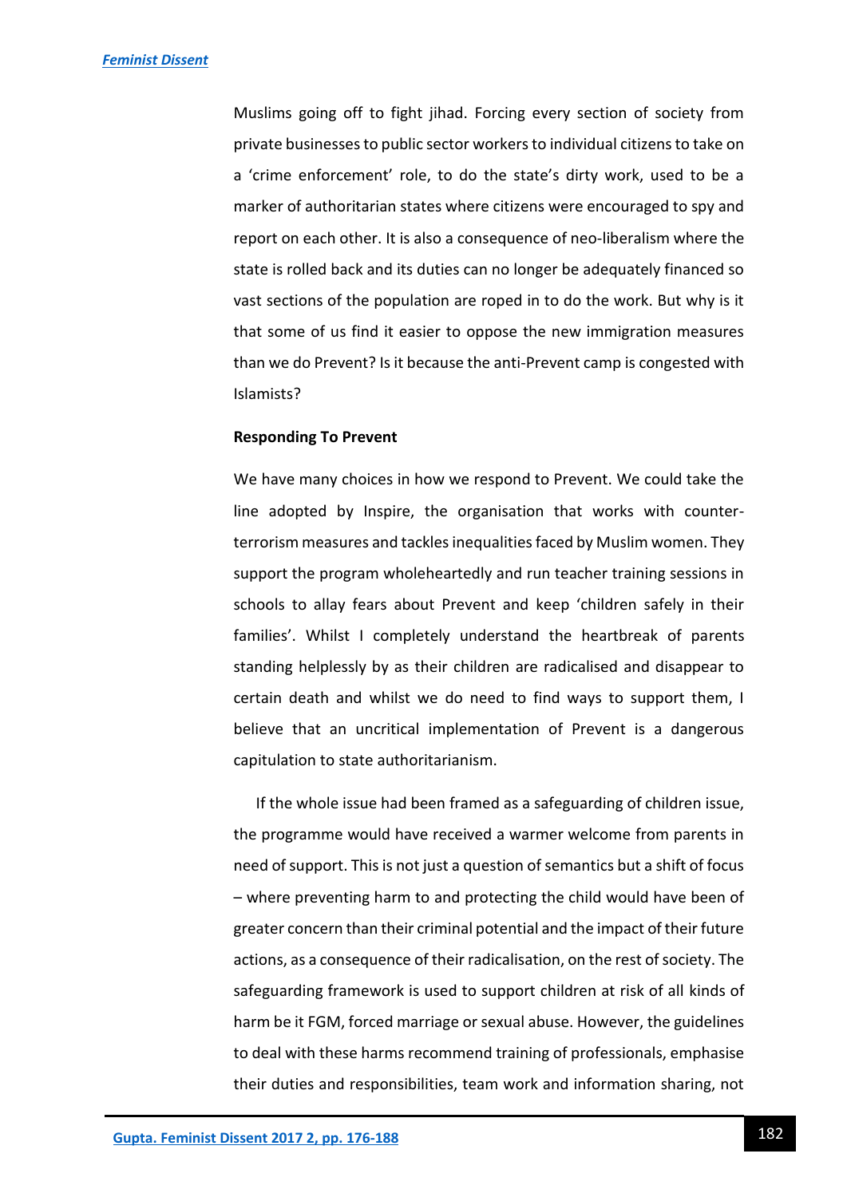Muslims going off to fight jihad. Forcing every section of society from private businesses to public sector workers to individual citizens to take on a 'crime enforcement' role, to do the state's dirty work, used to be a marker of authoritarian states where citizens were encouraged to spy and report on each other. It is also a consequence of neo-liberalism where the state is rolled back and its duties can no longer be adequately financed so vast sections of the population are roped in to do the work. But why is it that some of us find it easier to oppose the new immigration measures than we do Prevent? Is it because the anti-Prevent camp is congested with Islamists?

**Responding To Prevent**

We have many choices in how we respond to Prevent. We could take the line adopted by Inspire, the organisation that works with counter-terrorism measures and tackles inequalities faced by Muslim women. They support the program wholeheartedly and run teacher training sessions in schools to allay fears about Prevent and keep 'children safely in their families'. Whilst I completely understand the heartbreak of parents standing helplessly by as their children are radicalised and disappear to certain death and whilst we do need to find ways to support them, I believe that an uncritical implementation of Prevent is a dangerous capitulation to state authoritarianism.

If the whole issue had been framed as a safeguarding of children issue, the programme would have received a warmer welcome from parents in need of support. This is not just a question of semantics but a shift of focus – where preventing harm to and protecting the child would have been of greater concern than their criminal potential and the impact of their future actions, as a consequence of their radicalisation, on the rest of society. The safeguarding framework is used to support children at risk of all kinds of harm be it FGM, forced marriage or sexual abuse. However, the guidelines to deal with these harms recommend training of professionals, emphasise their duties and responsibilities, team work and information sharing, not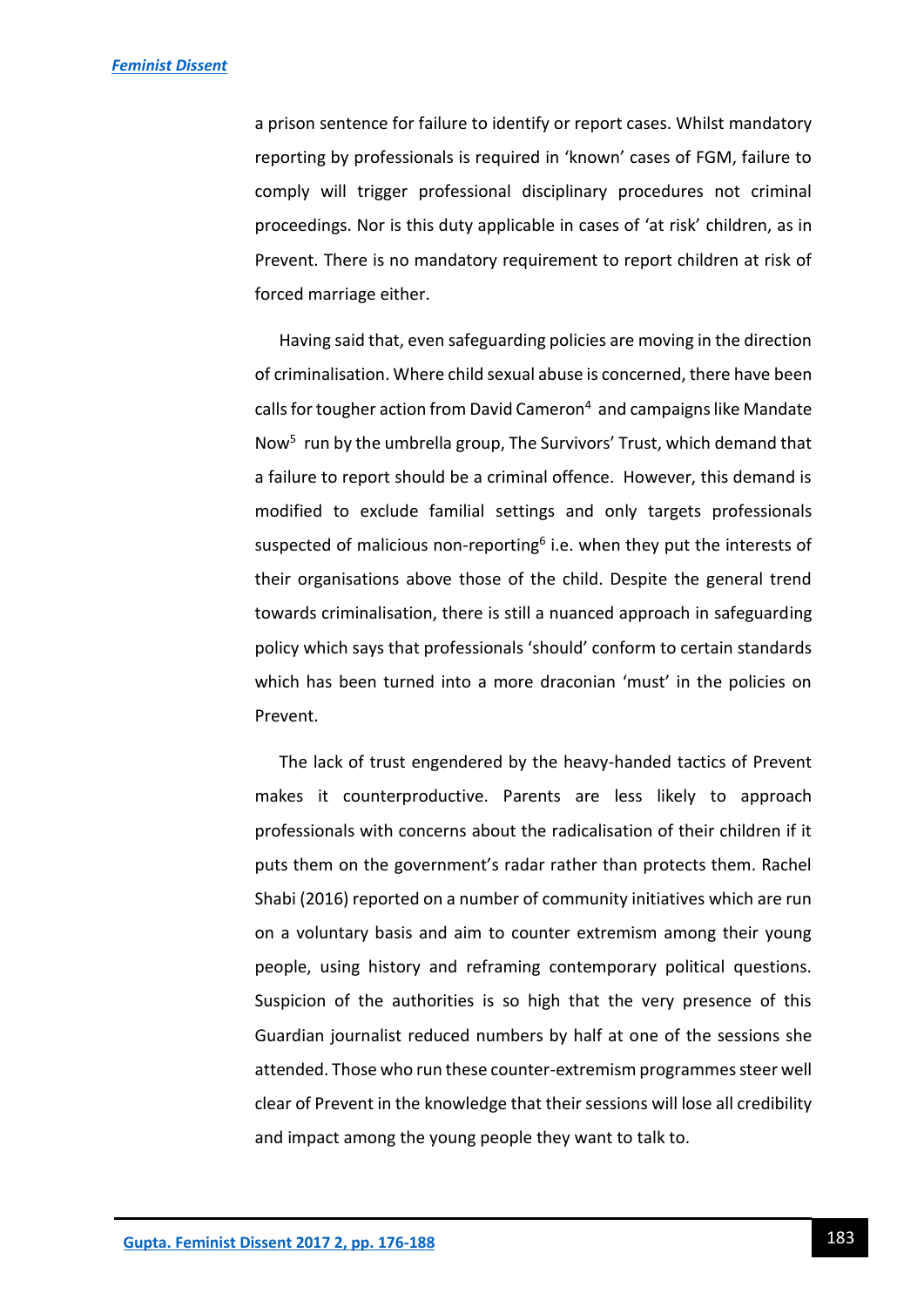a prison sentence for failure to identify or report cases. Whilst mandatory reporting by professionals is required in 'known' cases of FGM, failure to comply will trigger professional disciplinary procedures not criminal proceedings. Nor is this duty applicable in cases of 'at risk' children, as in Prevent. There is no mandatory requirement to report children at risk of forced marriage either.

Having said that, even safeguarding policies are moving in the direction of criminalisation. Where child sexual abuse is concerned, there have been calls for tougher action from David Cameron[4] and campaigns like Mandate Now[5] run by the umbrella group, The Survivors' Trust, which demand that a failure to report should be a criminal offence. However, this demand is modified to exclude familial settings and only targets professionals suspected of malicious non-reporting[6] i.e. when they put the interests of their organisations above those of the child. Despite the general trend towards criminalisation, there is still a nuanced approach in safeguarding policy which says that professionals 'should' conform to certain standards which has been turned into a more draconian 'must' in the policies on Prevent.

The lack of trust engendered by the heavy-handed tactics of Prevent makes it counterproductive. Parents are less likely to approach professionals with concerns about the radicalisation of their children if it puts them on the government's radar rather than protects them. Rachel Shabi (2016) reported on a number of community initiatives which are run on a voluntary basis and aim to counter extremism among their young people, using history and reframing contemporary political questions. Suspicion of the authorities is so high that the very presence of this Guardian journalist reduced numbers by half at one of the sessions she attended. Those who run these counter-extremism programmes steer well clear of Prevent in the knowledge that their sessions will lose all credibility and impact among the young people they want to talk to.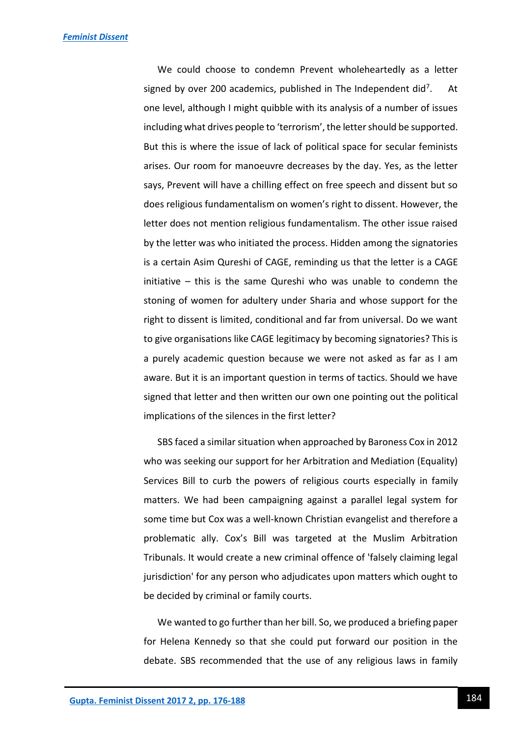We could choose to condemn Prevent wholeheartedly as a letter signed by over 200 academics, published in The Independent did[7]. At one level, although I might quibble with its analysis of a number of issues including what drives people to 'terrorism', the letter should be supported. But this is where the issue of lack of political space for secular feminists arises. Our room for manoeuvre decreases by the day. Yes, as the letter says, Prevent will have a chilling effect on free speech and dissent but so does religious fundamentalism on women's right to dissent. However, the letter does not mention religious fundamentalism. The other issue raised by the letter was who initiated the process. Hidden among the signatories is a certain Asim Qureshi of CAGE, reminding us that the letter is a CAGE initiative – this is the same Qureshi who was unable to condemn the stoning of women for adultery under Sharia and whose support for the right to dissent is limited, conditional and far from universal. Do we want to give organisations like CAGE legitimacy by becoming signatories? This is a purely academic question because we were not asked as far as I am aware. But it is an important question in terms of tactics. Should we have signed that letter and then written our own one pointing out the political implications of the silences in the first letter?

SBS faced a similar situation when approached by Baroness Cox in 2012 who was seeking our support for her Arbitration and Mediation (Equality) Services Bill to curb the powers of religious courts especially in family matters. We had been campaigning against a parallel legal system for some time but Cox was a well-known Christian evangelist and therefore a problematic ally. Cox's Bill was targeted at the Muslim Arbitration Tribunals. It would create a new criminal offence of 'falsely claiming legal jurisdiction' for any person who adjudicates upon matters which ought to be decided by criminal or family courts.

We wanted to go further than her bill. So, we produced a briefing paper for Helena Kennedy so that she could put forward our position in the debate. SBS recommended that the use of any religious laws in family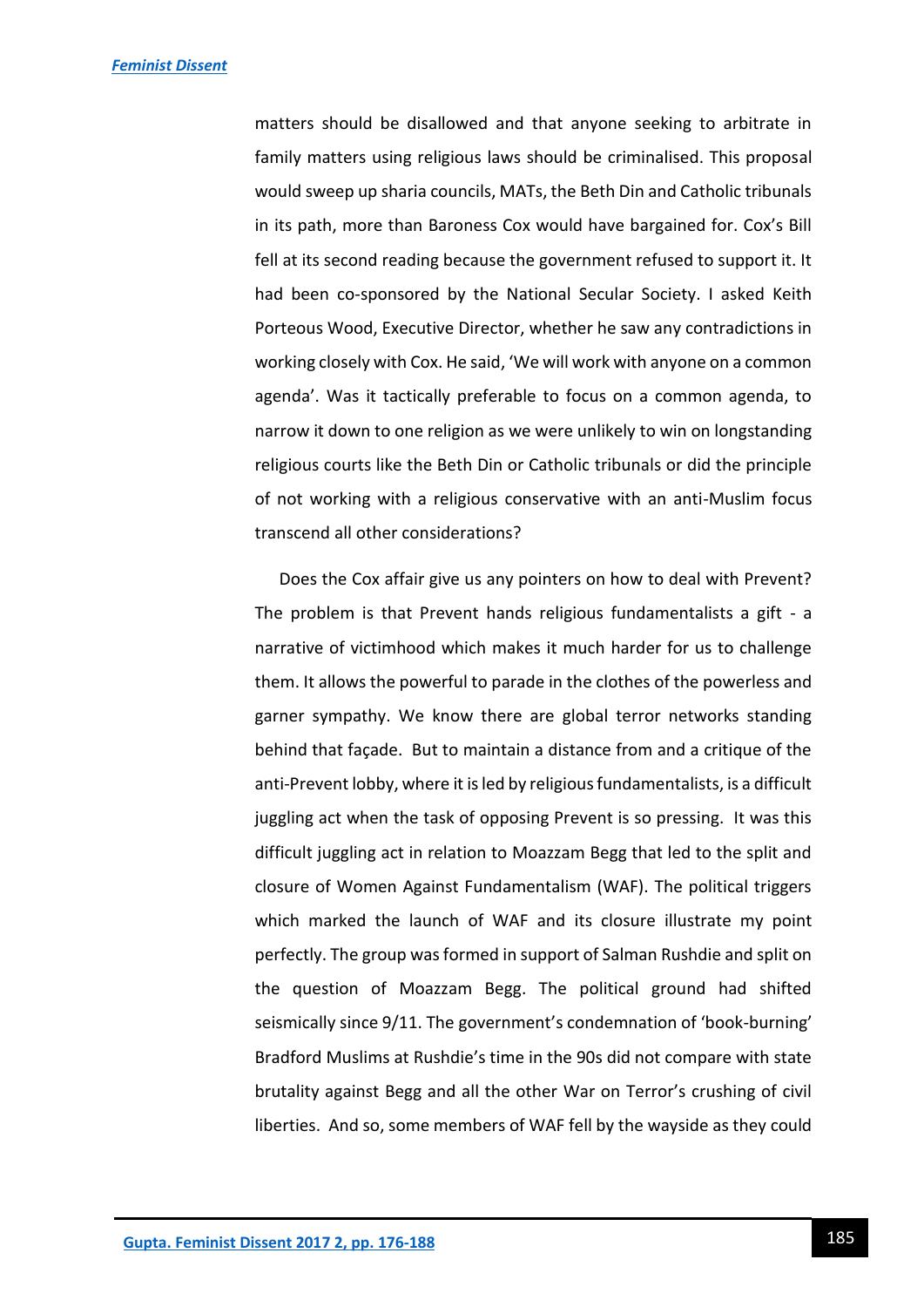matters should be disallowed and that anyone seeking to arbitrate in family matters using religious laws should be criminalised. This proposal would sweep up sharia councils, MATs, the Beth Din and Catholic tribunals in its path, more than Baroness Cox would have bargained for. Cox's Bill fell at its second reading because the government refused to support it. It had been co-sponsored by the National Secular Society. I asked Keith Porteous Wood, Executive Director, whether he saw any contradictions in working closely with Cox. He said, 'We will work with anyone on a common agenda'. Was it tactically preferable to focus on a common agenda, to narrow it down to one religion as we were unlikely to win on longstanding religious courts like the Beth Din or Catholic tribunals or did the principle of not working with a religious conservative with an anti-Muslim focus transcend all other considerations?

Does the Cox affair give us any pointers on how to deal with Prevent? The problem is that Prevent hands religious fundamentalists a gift - a narrative of victimhood which makes it much harder for us to challenge them. It allows the powerful to parade in the clothes of the powerless and garner sympathy. We know there are global terror networks standing behind that façade. But to maintain a distance from and a critique of the anti-Prevent lobby, where it is led by religious fundamentalists, is a difficult juggling act when the task of opposing Prevent is so pressing. It was this difficult juggling act in relation to Moazzam Begg that led to the split and closure of Women Against Fundamentalism (WAF). The political triggers which marked the launch of WAF and its closure illustrate my point perfectly. The group was formed in support of Salman Rushdie and split on the question of Moazzam Begg. The political ground had shifted seismically since 9/11. The government's condemnation of 'book-burning' Bradford Muslims at Rushdie's time in the 90s did not compare with state brutality against Begg and all the other War on Terror's crushing of civil liberties. And so, some members of WAF fell by the wayside as they could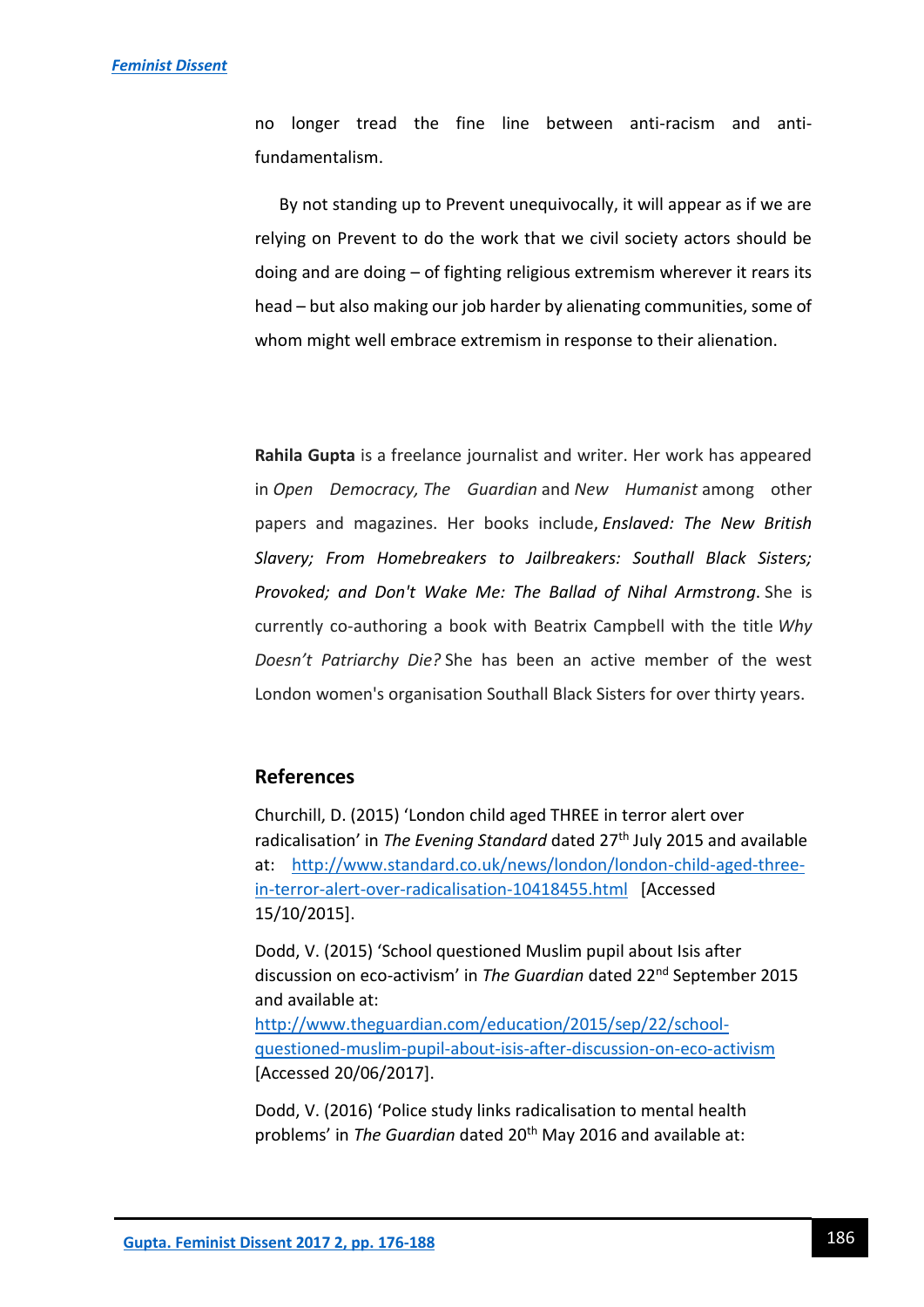no longer tread the fine line between anti-racism and anti-fundamentalism.

By not standing up to Prevent unequivocally, it will appear as if we are relying on Prevent to do the work that we civil society actors should be doing and are doing – of fighting religious extremism wherever it rears its head – but also making our job harder by alienating communities, some of whom might well embrace extremism in response to their alienation.

**Rahila Gupta** is a freelance journalist and writer. Her work has appeared in *Open Democracy, The Guardian* and *New Humanist* among other papers and magazines. Her books include, ***Enslaved: The New British Slavery; From Homebreakers to Jailbreakers: Southall Black Sisters; Provoked; and Don't Wake Me: The Ballad of Nihal Armstrong***. She is currently co-authoring a book with Beatrix Campbell with the title *Why Doesn't Patriarchy Die?* She has been an active member of the west London women's organisation Southall Black Sisters for over thirty years.

## References

Churchill, D. (2015) 'London child aged THREE in terror alert over radicalisation' in *The Evening Standard* dated 27th July 2015 and available at: http://www.standard.co.uk/news/london/london-child-aged-three-in-terror-alert-over-radicalisation-10418455.html [Accessed 15/10/2015].

Dodd, V. (2015) 'School questioned Muslim pupil about Isis after discussion on eco-activism' in *The Guardian* dated 22nd September 2015 and available at: http://www.theguardian.com/education/2015/sep/22/school-questioned-muslim-pupil-about-isis-after-discussion-on-eco-activism [Accessed 20/06/2017].

Dodd, V. (2016) 'Police study links radicalisation to mental health problems' in *The Guardian* dated 20th May 2016 and available at: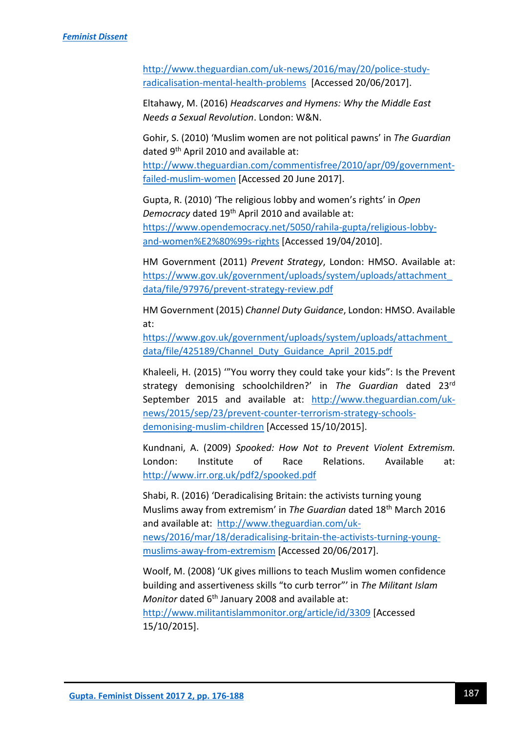http://www.theguardian.com/uk-news/2016/may/20/police-study-radicalisation-mental-health-problems [Accessed 20/06/2017].

Eltahawy, M. (2016) *Headscarves and Hymens: Why the Middle East Needs a Sexual Revolution*. London: W&N.

Gohir, S. (2010) 'Muslim women are not political pawns' in *The Guardian* dated 9th April 2010 and available at: http://www.theguardian.com/commentisfree/2010/apr/09/government-failed-muslim-women [Accessed 20 June 2017].

Gupta, R. (2010) 'The religious lobby and women's rights' in *Open Democracy* dated 19th April 2010 and available at: https://www.opendemocracy.net/5050/rahila-gupta/religious-lobby-and-women%E2%80%99s-rights [Accessed 19/04/2010].

HM Government (2011) *Prevent Strategy*, London: HMSO. Available at: https://www.gov.uk/government/uploads/system/uploads/attachment_data/file/97976/prevent-strategy-review.pdf

HM Government (2015) *Channel Duty Guidance*, London: HMSO. Available at: https://www.gov.uk/government/uploads/system/uploads/attachment_data/file/425189/Channel_Duty_Guidance_April_2015.pdf

Khaleeli, H. (2015) '"You worry they could take your kids": Is the Prevent strategy demonising schoolchildren?' in *The Guardian* dated 23rd September 2015 and available at: http://www.theguardian.com/uk-news/2015/sep/23/prevent-counter-terrorism-strategy-schools-demonising-muslim-children [Accessed 15/10/2015].

Kundnani, A. (2009) *Spooked: How Not to Prevent Violent Extremism.* London: Institute of Race Relations. Available at: http://www.irr.org.uk/pdf2/spooked.pdf

Shabi, R. (2016) 'Deradicalising Britain: the activists turning young Muslims away from extremism' in *The Guardian* dated 18th March 2016 and available at: http://www.theguardian.com/uk-news/2016/mar/18/deradicalising-britain-the-activists-turning-young-muslims-away-from-extremism [Accessed 20/06/2017].

Woolf, M. (2008) 'UK gives millions to teach Muslim women confidence building and assertiveness skills "to curb terror"' in *The Militant Islam Monitor* dated 6th January 2008 and available at: http://www.militantislammonitor.org/article/id/3309 [Accessed 15/10/2015].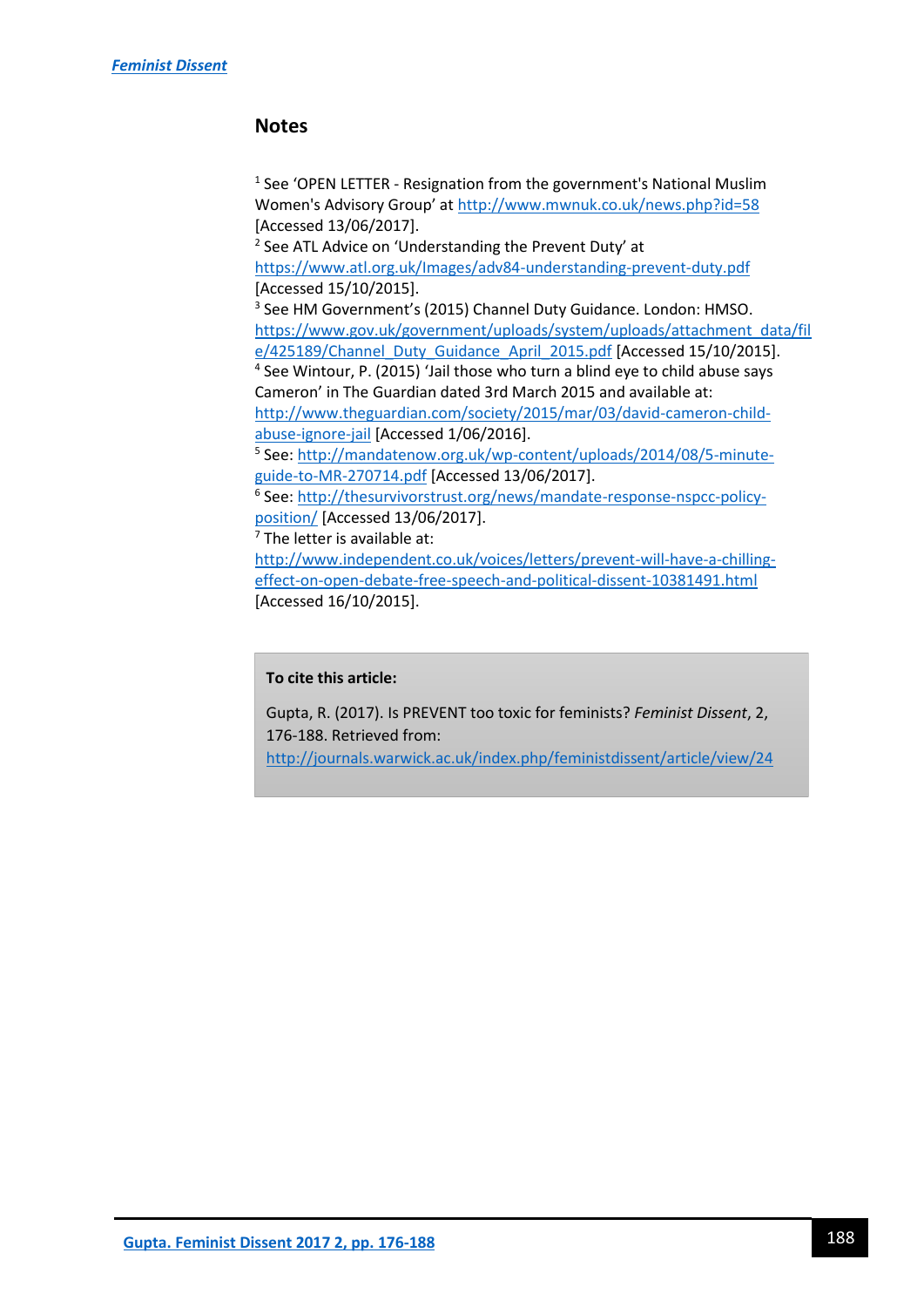## Notes

[1] See ‘OPEN LETTER - Resignation from the government's National Muslim Women's Advisory Group’ at http://www.mwnuk.co.uk/news.php?id=58 [Accessed 13/06/2017].

[2] See ATL Advice on ‘Understanding the Prevent Duty’ at https://www.atl.org.uk/Images/adv84-understanding-prevent-duty.pdf [Accessed 15/10/2015].

[3] See HM Government’s (2015) Channel Duty Guidance. London: HMSO. https://www.gov.uk/government/uploads/system/uploads/attachment_data/file/425189/Channel_Duty_Guidance_April_2015.pdf [Accessed 15/10/2015].

[4] See Wintour, P. (2015) ‘Jail those who turn a blind eye to child abuse says Cameron’ in The Guardian dated 3rd March 2015 and available at: http://www.theguardian.com/society/2015/mar/03/david-cameron-child-abuse-ignore-jail [Accessed 1/06/2016].

[5] See: http://mandatenow.org.uk/wp-content/uploads/2014/08/5-minute-guide-to-MR-270714.pdf [Accessed 13/06/2017].

[6] See: http://thesurvivorstrust.org/news/mandate-response-nspcc-policy-position/ [Accessed 13/06/2017].

[7] The letter is available at: http://www.independent.co.uk/voices/letters/prevent-will-have-a-chilling-effect-on-open-debate-free-speech-and-political-dissent-10381491.html [Accessed 16/10/2015].

**To cite this article:**

Gupta, R. (2017). Is PREVENT too toxic for feminists? *Feminist Dissent*, 2, 176-188. Retrieved from: http://journals.warwick.ac.uk/index.php/feministdissent/article/view/24